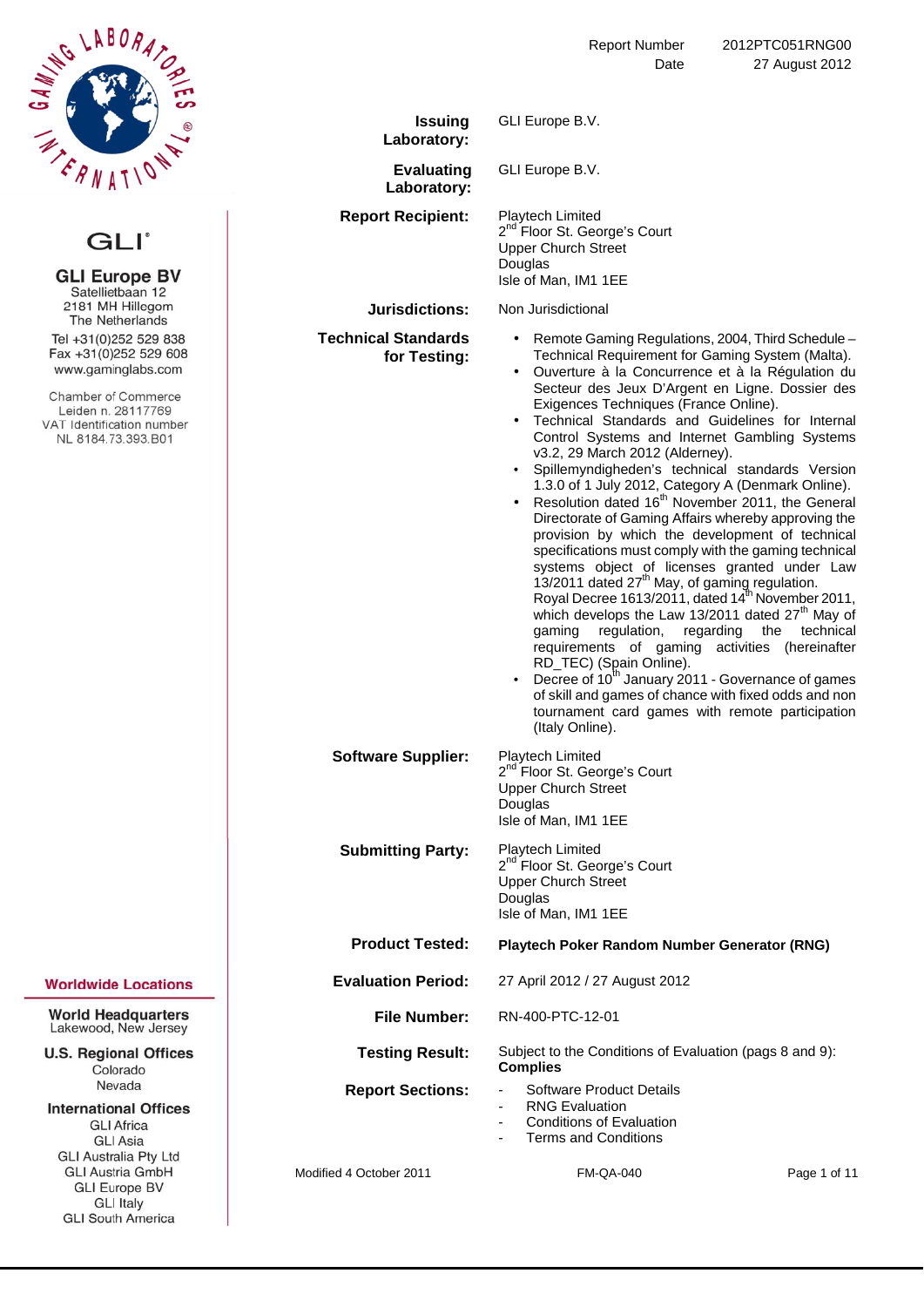| | |
|---|---|
| Report Number | 2012PTC051RNG00 |
| Date | 27 August 2012 |

**GLI**

**GLI Europe BV**
Satellietbaan 12
2181 MH Hillegom
The Netherlands

Tel +31(0)252 529 838
Fax +31(0)252 529 608
www.gaminglabs.com

Chamber of Commerce
Leiden n. 28117769
VAT Identification number
NL 8184.73.393.B01

**Issuing Laboratory:** GLI Europe B.V.

**Evaluating Laboratory:** GLI Europe B.V.

**Report Recipient:**
Playtech Limited
2nd Floor St. George's Court
Upper Church Street
Douglas
Isle of Man, IM1 1EE

**Jurisdictions:** Non Jurisdictional

**Technical Standards for Testing:**

- Remote Gaming Regulations, 2004, Third Schedule – Technical Requirement for Gaming System (Malta).
- Ouverture à la Concurrence et à la Régulation du Secteur des Jeux D'Argent en Ligne. Dossier des Exigences Techniques (France Online).
- Technical Standards and Guidelines for Internal Control Systems and Internet Gambling Systems v3.2, 29 March 2012 (Alderney).
- Spillemyndigheden's technical standards Version 1.3.0 of 1 July 2012, Category A (Denmark Online).
- Resolution dated 16th November 2011, the General Directorate of Gaming Affairs whereby approving the provision by which the development of technical specifications must comply with the gaming technical systems object of licenses granted under Law 13/2011 dated 27th May, of gaming regulation. Royal Decree 1613/2011, dated 14th November 2011, which develops the Law 13/2011 dated 27th May of gaming regulation, regarding the technical requirements of gaming activities (hereinafter RD_TEC) (Spain Online).
- Decree of 10th January 2011 - Governance of games of skill and games of chance with fixed odds and non tournament card games with remote participation (Italy Online).

**Software Supplier:**
Playtech Limited
2nd Floor St. George's Court
Upper Church Street
Douglas
Isle of Man, IM1 1EE

**Submitting Party:**
Playtech Limited
2nd Floor St. George's Court
Upper Church Street
Douglas
Isle of Man, IM1 1EE

**Product Tested:** **Playtech Poker Random Number Generator (RNG)**

**Evaluation Period:** 27 April 2012 / 27 August 2012

**File Number:** RN-400-PTC-12-01

**Testing Result:** Subject to the Conditions of Evaluation (pags 8 and 9): **Complies**

**Report Sections:**

- Software Product Details
- RNG Evaluation
- Conditions of Evaluation
- Terms and Conditions

**Worldwide Locations**

**World Headquarters**
Lakewood, New Jersey

**U.S. Regional Offices**
Colorado
Nevada

**International Offices**
GLI Africa
GLI Asia
GLI Australia Pty Ltd
GLI Austria GmbH
GLI Europe BV
GLI Italy
GLI South America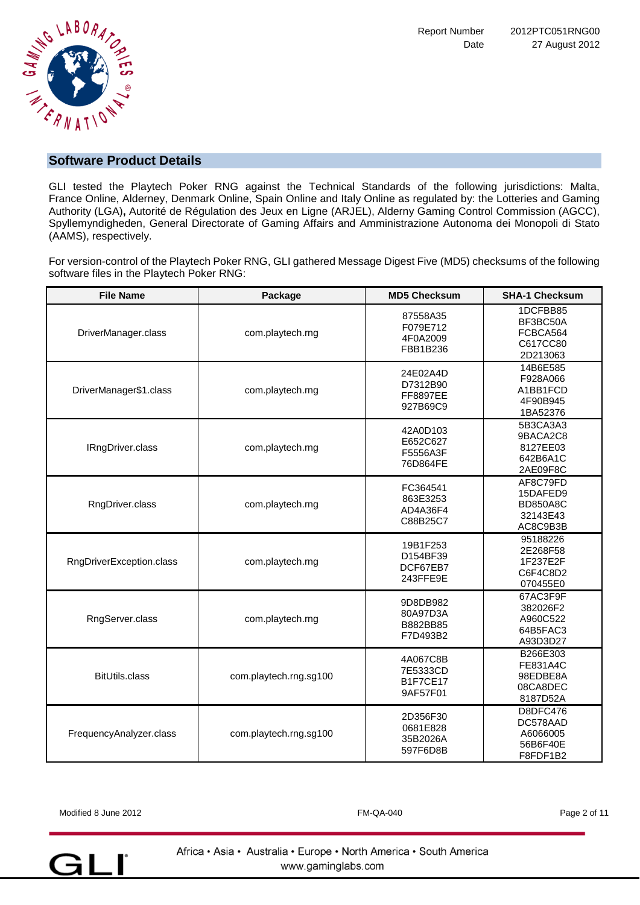Report Number 2012PTC051RNG00
Date 27 August 2012

## Software Product Details

GLI tested the Playtech Poker RNG against the Technical Standards of the following jurisdictions: Malta, France Online, Alderney, Denmark Online, Spain Online and Italy Online as regulated by: the Lotteries and Gaming Authority (LGA), Autorité de Régulation des Jeux en Ligne (ARJEL), Alderny Gaming Control Commission (AGCC), Spyllemyndigheden, General Directorate of Gaming Affairs and Amministrazione Autonoma dei Monopoli di Stato (AAMS), respectively.

For version-control of the Playtech Poker RNG, GLI gathered Message Digest Five (MD5) checksums of the following software files in the Playtech Poker RNG:

| File Name | Package | MD5 Checksum | SHA-1 Checksum |
|---|---|---|---|
| DriverManager.class | com.playtech.rng | 87558A35 F079E712 4F0A2009 FBB1B236 | 1DCFBB85 BF3BC50A FCBCA564 C617CC80 2D213063 |
| DriverManager$1.class | com.playtech.rng | 24E02A4D D7312B90 FF8897EE 927B69C9 | 14B6E585 F928A066 A1BB1FCD 4F90B945 1BA52376 |
| IRngDriver.class | com.playtech.rng | 42A0D103 E652C627 F5556A3F 76D864FE | 5B3CA3A3 9BACA2C8 8127EE03 642B6A1C 2AE09F8C |
| RngDriver.class | com.playtech.rng | FC364541 863E3253 AD4A36F4 C88B25C7 | AF8C79FD 15DAFED9 BD850A8C 32143E43 AC8C9B3B |
| RngDriverException.class | com.playtech.rng | 19B1F253 D154BF39 DCF67EB7 243FFE9E | 95188226 2E268F58 1F237E2F C6F4C8D2 070455E0 |
| RngServer.class | com.playtech.rng | 9D8DB982 80A97D3A B882BB85 F7D493B2 | 67AC3F9F 382026F2 A960C522 64B5FAC3 A93D3D27 |
| BitUtils.class | com.playtech.rng.sg100 | 4A067C8B 7E5333CD B1F7CE17 9AF57F01 | B266E303 FE831A4C 98EDBE8A 08CA8DEC 8187D52A |
| FrequencyAnalyzer.class | com.playtech.rng.sg100 | 2D356F30 0681E828 35B2026A 597F6D8B | D8DFC476 DC578AAD A6066005 56B6F40E F8FDF1B2 |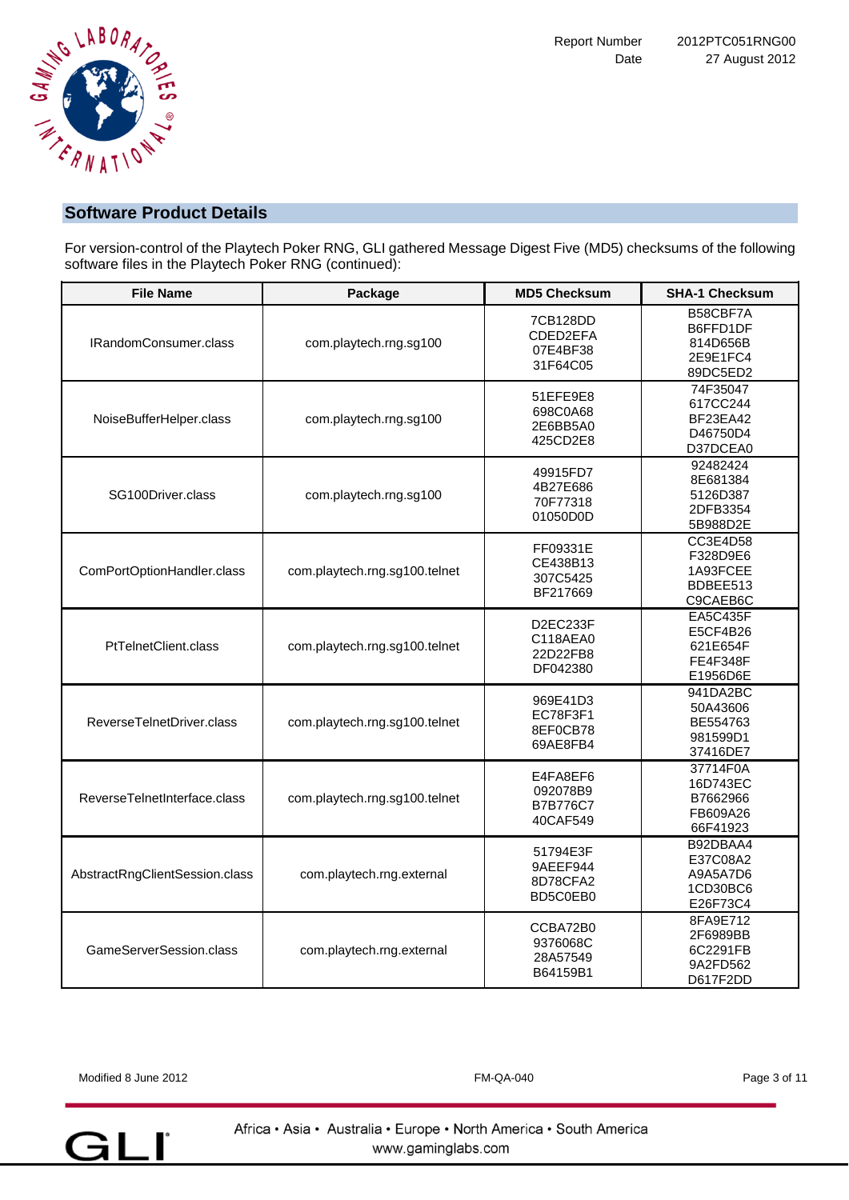Report Number 2012PTC051RNG00
Date 27 August 2012

## Software Product Details

For version-control of the Playtech Poker RNG, GLI gathered Message Digest Five (MD5) checksums of the following software files in the Playtech Poker RNG (continued):

| File Name | Package | MD5 Checksum | SHA-1 Checksum |
|---|---|---|---|
| IRandomConsumer.class | com.playtech.rng.sg100 | 7CB128DD CDED2EFA 07E4BF38 31F64C05 | B58CBF7A B6FFD1DF 814D656B 2E9E1FC4 89DC5ED2 |
| NoiseBufferHelper.class | com.playtech.rng.sg100 | 51EFE9E8 698C0A68 2E6BB5A0 425CD2E8 | 74F35047 617CC244 BF23EA42 D46750D4 D37DCEA0 |
| SG100Driver.class | com.playtech.rng.sg100 | 49915FD7 4B27E686 70F77318 01050D0D | 92482424 8E681384 5126D387 2DFB3354 5B988D2E |
| ComPortOptionHandler.class | com.playtech.rng.sg100.telnet | FF09331E CE438B13 307C5425 BF217669 | CC3E4D58 F328D9E6 1A93FCEE BDBEE513 C9CAEB6C |
| PtTelnetClient.class | com.playtech.rng.sg100.telnet | D2EC233F C118AEA0 22D22FB8 DF042380 | EA5C435F E5CF4B26 621E654F FE4F348F E1956D6E |
| ReverseTelnetDriver.class | com.playtech.rng.sg100.telnet | 969E41D3 EC78F3F1 8EF0CB78 69AE8FB4 | 941DA2BC 50A43606 BE554763 981599D1 37416DE7 |
| ReverseTelnetInterface.class | com.playtech.rng.sg100.telnet | E4FA8EF6 092078B9 B7B776C7 40CAF549 | 37714F0A 16D743EC B7662966 FB609A26 66F41923 |
| AbstractRngClientSession.class | com.playtech.rng.external | 51794E3F 9AEEF944 8D78CFA2 BD5C0EB0 | B92DBAA4 E37C08A2 A9A5A7D6 1CD30BC6 E26F73C4 |
| GameServerSession.class | com.playtech.rng.external | CCBA72B0 9376068C 28A57549 B64159B1 | 8FA9E712 2F6989BB 6C2291FB 9A2FD562 D617F2DD |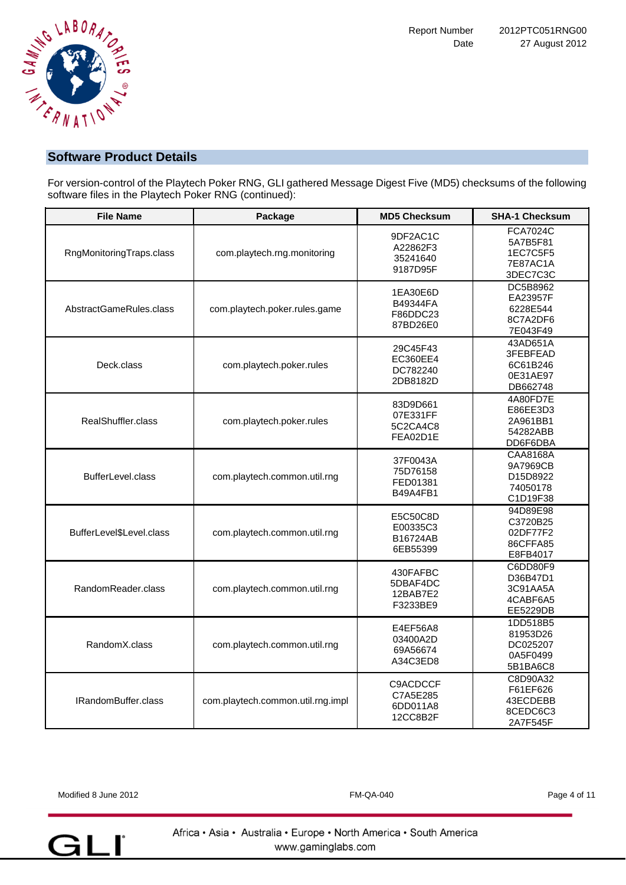## Software Product Details

For version-control of the Playtech Poker RNG, GLI gathered Message Digest Five (MD5) checksums of the following software files in the Playtech Poker RNG (continued):

| File Name | Package | MD5 Checksum | SHA-1 Checksum |
|---|---|---|---|
| RngMonitoringTraps.class | com.playtech.rng.monitoring | 9DF2AC1C A22862F3 35241640 9187D95F | FCA7024C 5A7B5F81 1EC7C5F5 7E87AC1A 3DEC7C3C |
| AbstractGameRules.class | com.playtech.poker.rules.game | 1EA30E6D B49344FA F86DDC23 87BD26E0 | DC5B8962 EA23957F 6228E544 8C7A2DF6 7E043F49 |
| Deck.class | com.playtech.poker.rules | 29C45F43 EC360EE4 DC782240 2DB8182D | 43AD651A 3FEBFEAD 6C61B246 0E31AE97 DB662748 |
| RealShuffler.class | com.playtech.poker.rules | 83D9D661 07E331FF 5C2CA4C8 FEA02D1E | 4A80FD7E E86EE3D3 2A961BB1 54282ABB DD6F6DBA |
| BufferLevel.class | com.playtech.common.util.rng | 37F0043A 75D76158 FED01381 B49A4FB1 | CAA8168A 9A7969CB D15D8922 74050178 C1D19F38 |
| BufferLevel$Level.class | com.playtech.common.util.rng | E5C50C8D E00335C3 B16724AB 6EB55399 | 94D89E98 C3720B25 02DF77F2 86CFFA85 E8FB4017 |
| RandomReader.class | com.playtech.common.util.rng | 430FAFBC 5DBAF4DC 12BAB7E2 F3233BE9 | C6DD80F9 D36B47D1 3C91AA5A 4CABF6A5 EE5229DB |
| RandomX.class | com.playtech.common.util.rng | E4EF56A8 03400A2D 69A56674 A34C3ED8 | 1DD518B5 81953D26 DC025207 0A5F0499 5B1BA6C8 |
| IRandomBuffer.class | com.playtech.common.util.rng.impl | C9ACDCCF C7A5E285 6DD011A8 12CC8B2F | C8D90A32 F61EF626 43ECDEBB 8CEDC6C3 2A7F545F |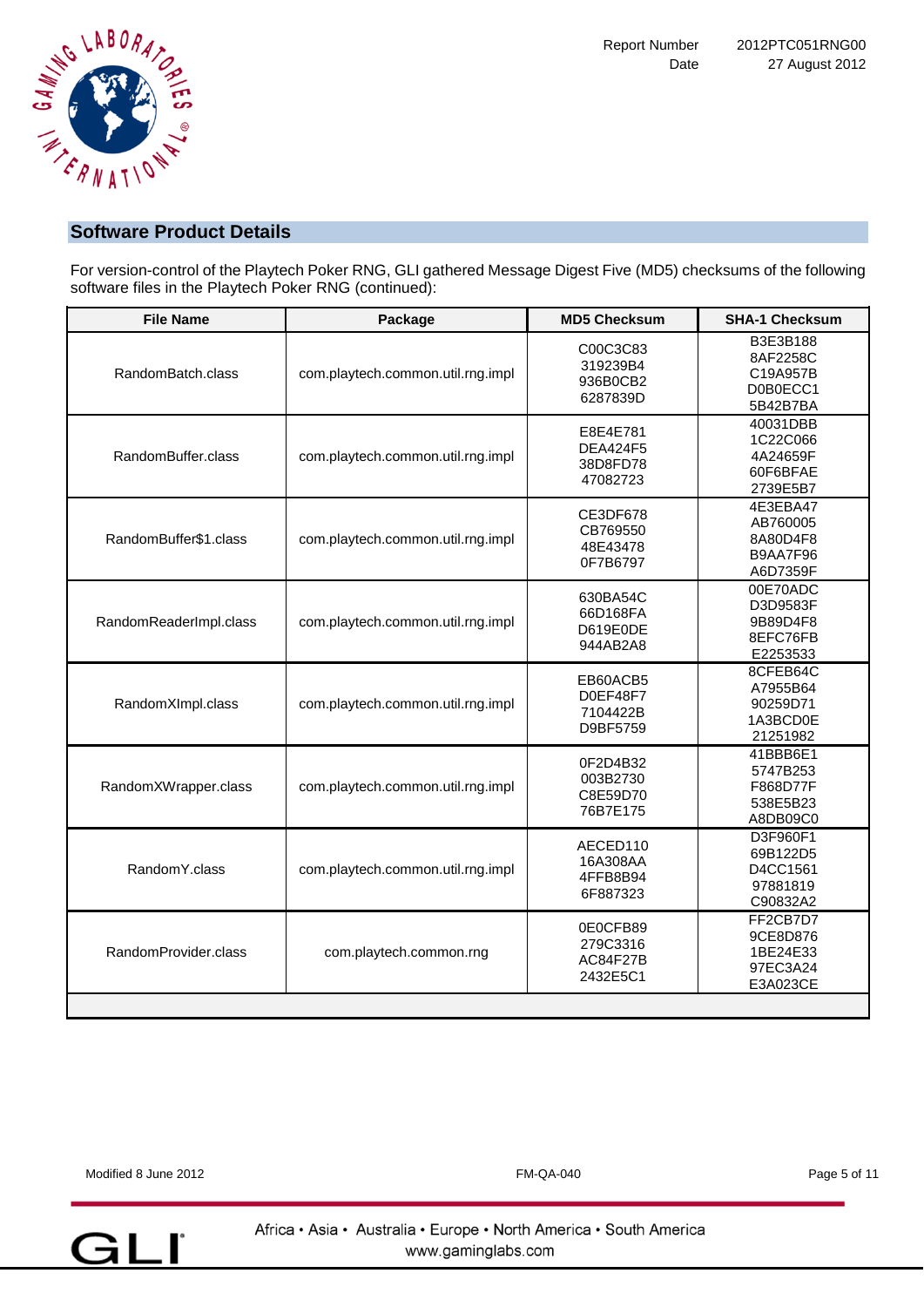## Software Product Details

For version-control of the Playtech Poker RNG, GLI gathered Message Digest Five (MD5) checksums of the following software files in the Playtech Poker RNG (continued):

| File Name | Package | MD5 Checksum | SHA-1 Checksum |
|---|---|---|---|
| RandomBatch.class | com.playtech.common.util.rng.impl | C00C3C83 319239B4 936B0CB2 6287839D | B3E3B188 8AF2258C C19A957B D0B0ECC1 5B42B7BA |
| RandomBuffer.class | com.playtech.common.util.rng.impl | E8E4E781 DEA424F5 38D8FD78 47082723 | 40031DBB 1C22C066 4A24659F 60F6BFAE 2739E5B7 |
| RandomBuffer$1.class | com.playtech.common.util.rng.impl | CE3DF678 CB769550 48E43478 0F7B6797 | 4E3EBA47 AB760005 8A80D4F8 B9AA7F96 A6D7359F |
| RandomReaderImpl.class | com.playtech.common.util.rng.impl | 630BA54C 66D168FA D619E0DE 944AB2A8 | 00E70ADC D3D9583F 9B89D4F8 8EFC76FB E2253533 |
| RandomXImpl.class | com.playtech.common.util.rng.impl | EB60ACB5 D0EF48F7 7104422B D9BF5759 | 8CFEB64C A7955B64 90259D71 1A3BCD0E 21251982 |
| RandomXWrapper.class | com.playtech.common.util.rng.impl | 0F2D4B32 003B2730 C8E59D70 76B7E175 | 41BBB6E1 5747B253 F868D77F 538E5B23 A8DB09C0 |
| RandomY.class | com.playtech.common.util.rng.impl | AECED110 16A308AA 4FFB8B94 6F887323 | D3F960F1 69B122D5 D4CC1561 97881819 C90832A2 |
| RandomProvider.class | com.playtech.common.rng | 0E0CFB89 279C3316 AC84F27B 2432E5C1 | FF2CB7D7 9CE8D876 1BE24E33 97EC3A24 E3A023CE |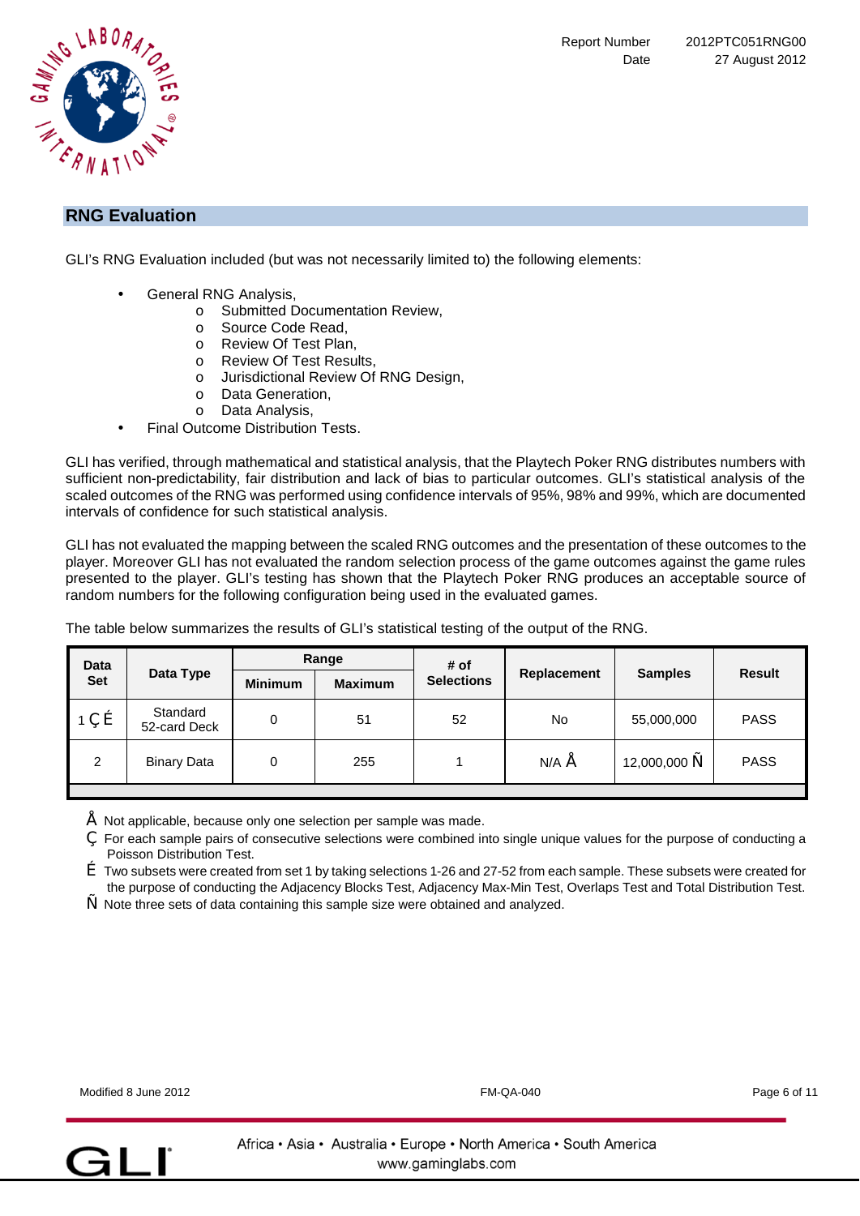## RNG Evaluation

GLI's RNG Evaluation included (but was not necessarily limited to) the following elements:

- General RNG Analysis,
  - Submitted Documentation Review,
  - Source Code Read,
  - Review Of Test Plan,
  - Review Of Test Results,
  - Jurisdictional Review Of RNG Design,
  - Data Generation,
  - Data Analysis,
- Final Outcome Distribution Tests.

GLI has verified, through mathematical and statistical analysis, that the Playtech Poker RNG distributes numbers with sufficient non-predictability, fair distribution and lack of bias to particular outcomes. GLI's statistical analysis of the scaled outcomes of the RNG was performed using confidence intervals of 95%, 98% and 99%, which are documented intervals of confidence for such statistical analysis.

GLI has not evaluated the mapping between the scaled RNG outcomes and the presentation of these outcomes to the player. Moreover GLI has not evaluated the random selection process of the game outcomes against the game rules presented to the player. GLI's testing has shown that the Playtech Poker RNG produces an acceptable source of random numbers for the following configuration being used in the evaluated games.

The table below summarizes the results of GLI's statistical testing of the output of the RNG.

| Data Set | Data Type | Range | | # of Selections | Replacement | Samples | Result |
|---|---|---|---|---|---|---|---|
| | | Minimum | Maximum | | | | |
| 1 Ç É | Standard 52-card Deck | 0 | 51 | 52 | No | 55,000,000 | PASS |
| 2 | Binary Data | 0 | 255 | 1 | N/A Å | 12,000,000 Ñ | PASS |

Å Not applicable, because only one selection per sample was made.

Ç For each sample pairs of consecutive selections were combined into single unique values for the purpose of conducting a Poisson Distribution Test.

É Two subsets were created from set 1 by taking selections 1-26 and 27-52 from each sample. These subsets were created for the purpose of conducting the Adjacency Blocks Test, Adjacency Max-Min Test, Overlaps Test and Total Distribution Test.

Ñ Note three sets of data containing this sample size were obtained and analyzed.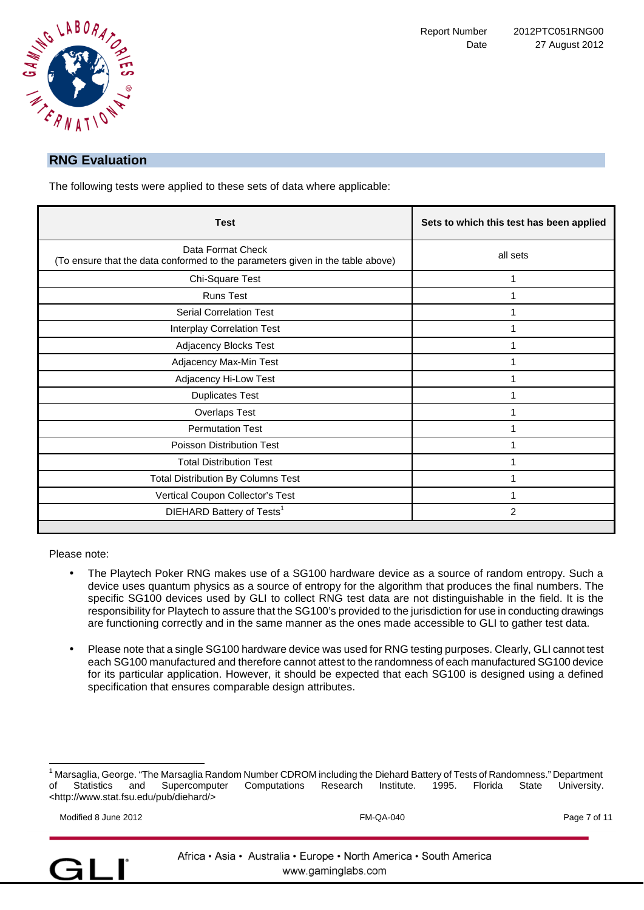## RNG Evaluation

The following tests were applied to these sets of data where applicable:

| Test | Sets to which this test has been applied |
|---|---|
| Data Format Check (To ensure that the data conformed to the parameters given in the table above) | all sets |
| Chi-Square Test | 1 |
| Runs Test | 1 |
| Serial Correlation Test | 1 |
| Interplay Correlation Test | 1 |
| Adjacency Blocks Test | 1 |
| Adjacency Max-Min Test | 1 |
| Adjacency Hi-Low Test | 1 |
| Duplicates Test | 1 |
| Overlaps Test | 1 |
| Permutation Test | 1 |
| Poisson Distribution Test | 1 |
| Total Distribution Test | 1 |
| Total Distribution By Columns Test | 1 |
| Vertical Coupon Collector's Test | 1 |
| DIEHARD Battery of Tests[1] | 2 |

Please note:

- The Playtech Poker RNG makes use of a SG100 hardware device as a source of random entropy. Such a device uses quantum physics as a source of entropy for the algorithm that produces the final numbers. The specific SG100 devices used by GLI to collect RNG test data are not distinguishable in the field. It is the responsibility for Playtech to assure that the SG100's provided to the jurisdiction for use in conducting drawings are functioning correctly and in the same manner as the ones made accessible to GLI to gather test data.

- Please note that a single SG100 hardware device was used for RNG testing purposes. Clearly, GLI cannot test each SG100 manufactured and therefore cannot attest to the randomness of each manufactured SG100 device for its particular application. However, it should be expected that each SG100 is designed using a defined specification that ensures comparable design attributes.

[1] Marsaglia, George. "The Marsaglia Random Number CDROM including the Diehard Battery of Tests of Randomness." Department of Statistics and Supercomputer Computations Research Institute. 1995. Florida State University. <http://www.stat.fsu.edu/pub/diehard/>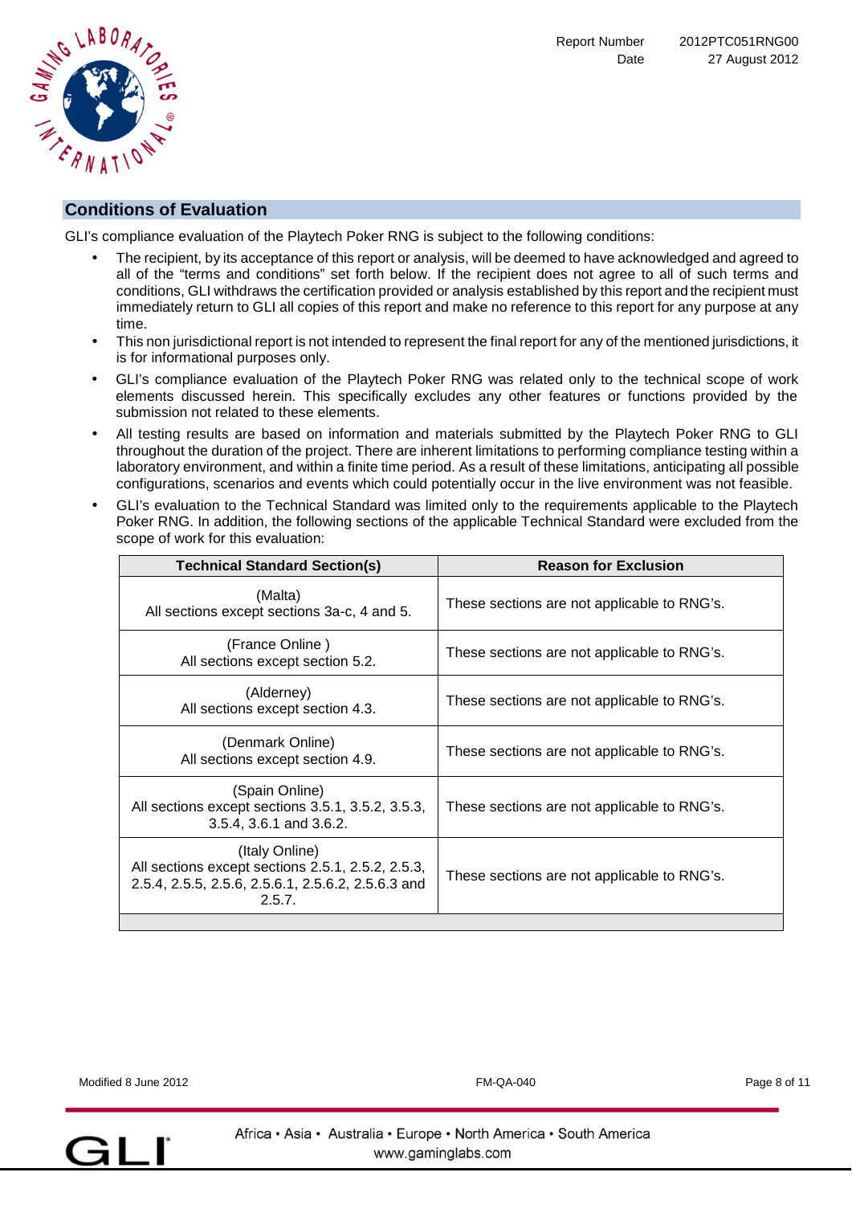## Conditions of Evaluation

GLI's compliance evaluation of the Playtech Poker RNG is subject to the following conditions:

- The recipient, by its acceptance of this report or analysis, will be deemed to have acknowledged and agreed to all of the "terms and conditions" set forth below. If the recipient does not agree to all of such terms and conditions, GLI withdraws the certification provided or analysis established by this report and the recipient must immediately return to GLI all copies of this report and make no reference to this report for any purpose at any time.
- This non jurisdictional report is not intended to represent the final report for any of the mentioned jurisdictions, it is for informational purposes only.
- GLI's compliance evaluation of the Playtech Poker RNG was related only to the technical scope of work elements discussed herein. This specifically excludes any other features or functions provided by the submission not related to these elements.
- All testing results are based on information and materials submitted by the Playtech Poker RNG to GLI throughout the duration of the project. There are inherent limitations to performing compliance testing within a laboratory environment, and within a finite time period. As a result of these limitations, anticipating all possible configurations, scenarios and events which could potentially occur in the live environment was not feasible.
- GLI's evaluation to the Technical Standard was limited only to the requirements applicable to the Playtech Poker RNG. In addition, the following sections of the applicable Technical Standard were excluded from the scope of work for this evaluation:

| Technical Standard Section(s) | Reason for Exclusion |
|---|---|
| (Malta) All sections except sections 3a-c, 4 and 5. | These sections are not applicable to RNG's. |
| (France Online ) All sections except section 5.2. | These sections are not applicable to RNG's. |
| (Alderney) All sections except section 4.3. | These sections are not applicable to RNG's. |
| (Denmark Online) All sections except section 4.9. | These sections are not applicable to RNG's. |
| (Spain Online) All sections except sections 3.5.1, 3.5.2, 3.5.3, 3.5.4, 3.6.1 and 3.6.2. | These sections are not applicable to RNG's. |
| (Italy Online) All sections except sections 2.5.1, 2.5.2, 2.5.3, 2.5.4, 2.5.5, 2.5.6, 2.5.6.1, 2.5.6.2, 2.5.6.3 and 2.5.7. | These sections are not applicable to RNG's. |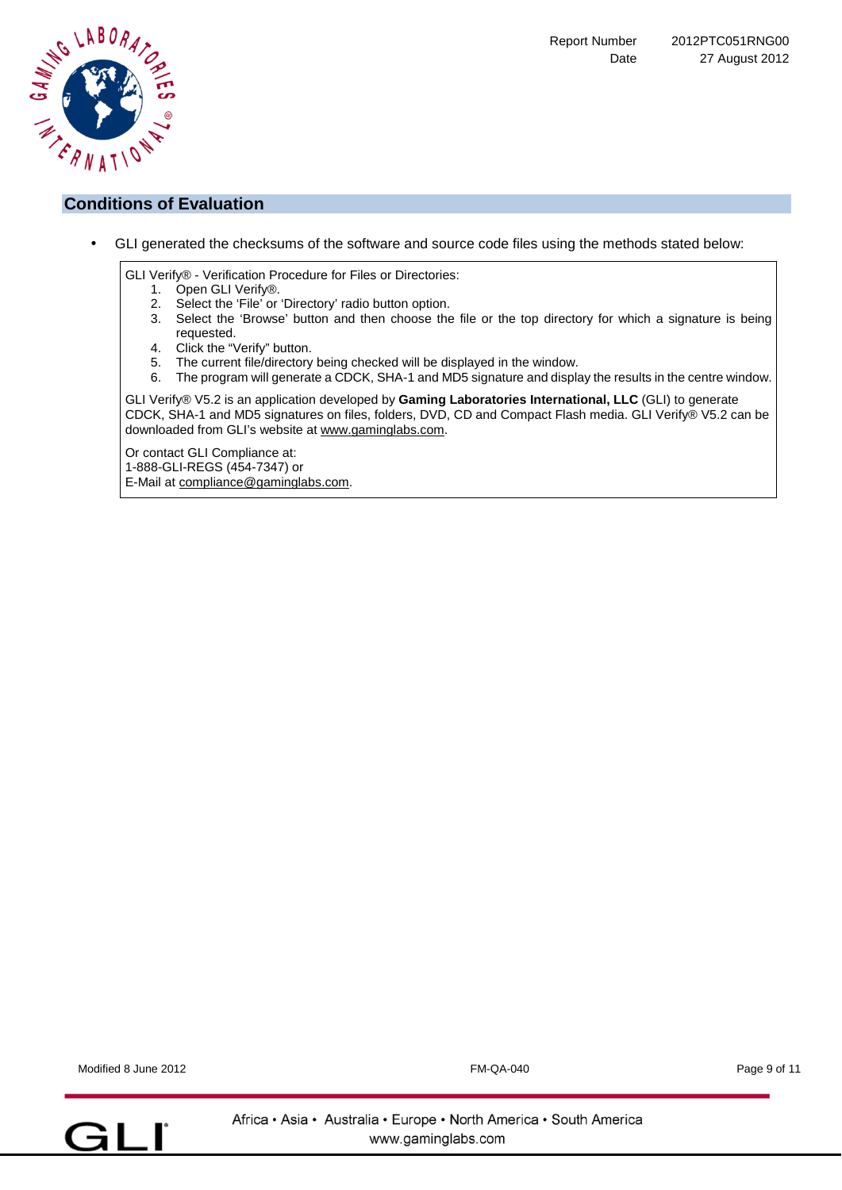## Conditions of Evaluation

- GLI generated the checksums of the software and source code files using the methods stated below:

GLI Verify® - Verification Procedure for Files or Directories:

1. Open GLI Verify®.
2. Select the 'File' or 'Directory' radio button option.
3. Select the 'Browse' button and then choose the file or the top directory for which a signature is being requested.
4. Click the "Verify" button.
5. The current file/directory being checked will be displayed in the window.
6. The program will generate a CDCK, SHA-1 and MD5 signature and display the results in the centre window.

GLI Verify® V5.2 is an application developed by **Gaming Laboratories International, LLC** (GLI) to generate CDCK, SHA-1 and MD5 signatures on files, folders, DVD, CD and Compact Flash media. GLI Verify® V5.2 can be downloaded from GLI's website at www.gaminglabs.com.

Or contact GLI Compliance at:
1-888-GLI-REGS (454-7347) or
E-Mail at compliance@gaminglabs.com.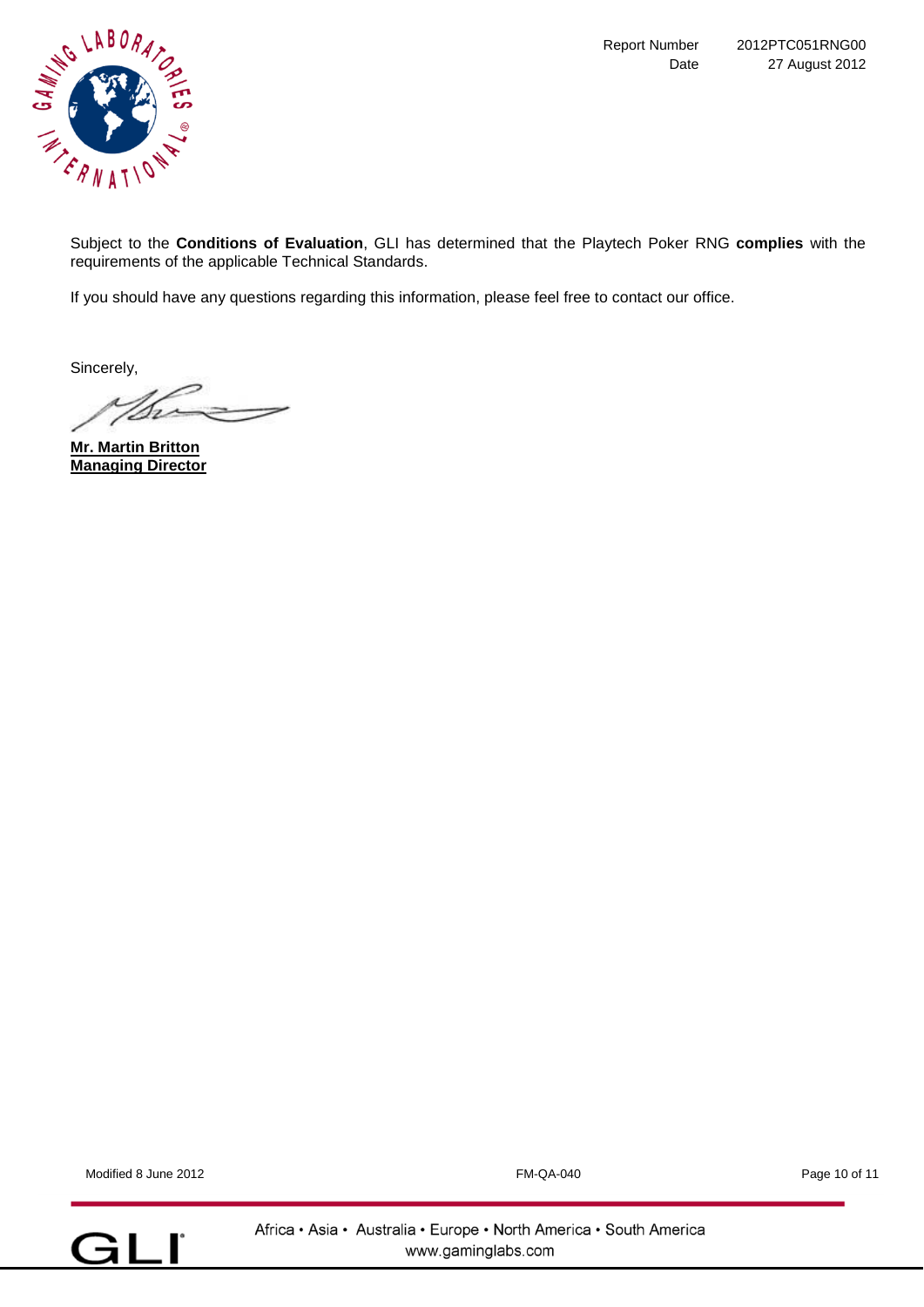Subject to the **Conditions of Evaluation**, GLI has determined that the Playtech Poker RNG **complies** with the requirements of the applicable Technical Standards.

If you should have any questions regarding this information, please feel free to contact our office.

Sincerely,

**Mr. Martin Britton**
**Managing Director**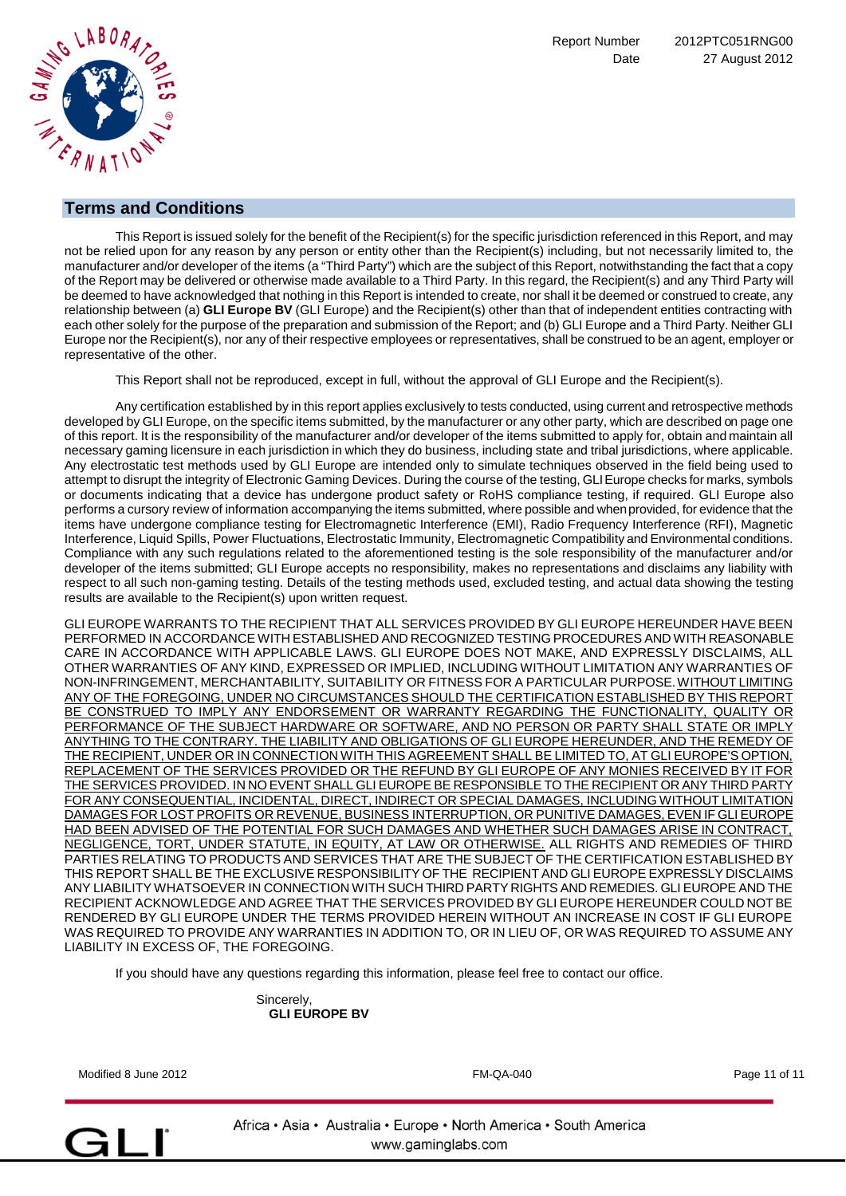Report Number 2012PTC051RNG00
Date 27 August 2012

## Terms and Conditions

This Report is issued solely for the benefit of the Recipient(s) for the specific jurisdiction referenced in this Report, and may not be relied upon for any reason by any person or entity other than the Recipient(s) including, but not necessarily limited to, the manufacturer and/or developer of the items (a "Third Party") which are the subject of this Report, notwithstanding the fact that a copy of the Report may be delivered or otherwise made available to a Third Party. In this regard, the Recipient(s) and any Third Party will be deemed to have acknowledged that nothing in this Report is intended to create, nor shall it be deemed or construed to create, any relationship between (a) **GLI Europe BV** (GLI Europe) and the Recipient(s) other than that of independent entities contracting with each other solely for the purpose of the preparation and submission of the Report; and (b) GLI Europe and a Third Party. Neither GLI Europe nor the Recipient(s), nor any of their respective employees or representatives, shall be construed to be an agent, employer or representative of the other.

This Report shall not be reproduced, except in full, without the approval of GLI Europe and the Recipient(s).

Any certification established by in this report applies exclusively to tests conducted, using current and retrospective methods developed by GLI Europe, on the specific items submitted, by the manufacturer or any other party, which are described on page one of this report. It is the responsibility of the manufacturer and/or developer of the items submitted to apply for, obtain and maintain all necessary gaming licensure in each jurisdiction in which they do business, including state and tribal jurisdictions, where applicable. Any electrostatic test methods used by GLI Europe are intended only to simulate techniques observed in the field being used to attempt to disrupt the integrity of Electronic Gaming Devices. During the course of the testing, GLI Europe checks for marks, symbols or documents indicating that a device has undergone product safety or RoHS compliance testing, if required. GLI Europe also performs a cursory review of information accompanying the items submitted, where possible and when provided, for evidence that the items have undergone compliance testing for Electromagnetic Interference (EMI), Radio Frequency Interference (RFI), Magnetic Interference, Liquid Spills, Power Fluctuations, Electrostatic Immunity, Electromagnetic Compatibility and Environmental conditions. Compliance with any such regulations related to the aforementioned testing is the sole responsibility of the manufacturer and/or developer of the items submitted; GLI Europe accepts no responsibility, makes no representations and disclaims any liability with respect to all such non-gaming testing. Details of the testing methods used, excluded testing, and actual data showing the testing results are available to the Recipient(s) upon written request.

GLI EUROPE WARRANTS TO THE RECIPIENT THAT ALL SERVICES PROVIDED BY GLI EUROPE HEREUNDER HAVE BEEN PERFORMED IN ACCORDANCE WITH ESTABLISHED AND RECOGNIZED TESTING PROCEDURES AND WITH REASONABLE CARE IN ACCORDANCE WITH APPLICABLE LAWS. GLI EUROPE DOES NOT MAKE, AND EXPRESSLY DISCLAIMS, ALL OTHER WARRANTIES OF ANY KIND, EXPRESSED OR IMPLIED, INCLUDING WITHOUT LIMITATION ANY WARRANTIES OF NON-INFRINGEMENT, MERCHANTABILITY, SUITABILITY OR FITNESS FOR A PARTICULAR PURPOSE. <u>WITHOUT LIMITING ANY OF THE FOREGOING, UNDER NO CIRCUMSTANCES SHOULD THE CERTIFICATION ESTABLISHED BY THIS REPORT BE CONSTRUED TO IMPLY ANY ENDORSEMENT OR WARRANTY REGARDING THE FUNCTIONALITY, QUALITY OR PERFORMANCE OF THE SUBJECT HARDWARE OR SOFTWARE, AND NO PERSON OR PARTY SHALL STATE OR IMPLY ANYTHING TO THE CONTRARY. THE LIABILITY AND OBLIGATIONS OF GLI EUROPE HEREUNDER, AND THE REMEDY OF THE RECIPIENT, UNDER OR IN CONNECTION WITH THIS AGREEMENT SHALL BE LIMITED TO, AT GLI EUROPE'S OPTION, REPLACEMENT OF THE SERVICES PROVIDED OR THE REFUND BY GLI EUROPE OF ANY MONIES RECEIVED BY IT FOR THE SERVICES PROVIDED. IN NO EVENT SHALL GLI EUROPE BE RESPONSIBLE TO THE RECIPIENT OR ANY THIRD PARTY FOR ANY CONSEQUENTIAL, INCIDENTAL, DIRECT, INDIRECT OR SPECIAL DAMAGES, INCLUDING WITHOUT LIMITATION DAMAGES FOR LOST PROFITS OR REVENUE, BUSINESS INTERRUPTION, OR PUNITIVE DAMAGES, EVEN IF GLI EUROPE HAD BEEN ADVISED OF THE POTENTIAL FOR SUCH DAMAGES AND WHETHER SUCH DAMAGES ARISE IN CONTRACT, NEGLIGENCE, TORT, UNDER STATUTE, IN EQUITY, AT LAW OR OTHERWISE.</u> ALL RIGHTS AND REMEDIES OF THIRD PARTIES RELATING TO PRODUCTS AND SERVICES THAT ARE THE SUBJECT OF THE CERTIFICATION ESTABLISHED BY THIS REPORT SHALL BE THE EXCLUSIVE RESPONSIBILITY OF THE RECIPIENT AND GLI EUROPE EXPRESSLY DISCLAIMS ANY LIABILITY WHATSOEVER IN CONNECTION WITH SUCH THIRD PARTY RIGHTS AND REMEDIES. GLI EUROPE AND THE RECIPIENT ACKNOWLEDGE AND AGREE THAT THE SERVICES PROVIDED BY GLI EUROPE HEREUNDER COULD NOT BE RENDERED BY GLI EUROPE UNDER THE TERMS PROVIDED HEREIN WITHOUT AN INCREASE IN COST IF GLI EUROPE WAS REQUIRED TO PROVIDE ANY WARRANTIES IN ADDITION TO, OR IN LIEU OF, OR WAS REQUIRED TO ASSUME ANY LIABILITY IN EXCESS OF, THE FOREGOING.

If you should have any questions regarding this information, please feel free to contact our office.

Sincerely,
**GLI EUROPE BV**

Modified 8 June 2012 FM-QA-040

Africa • Asia • Australia • Europe • North America • South America
www.gaminglabs.com